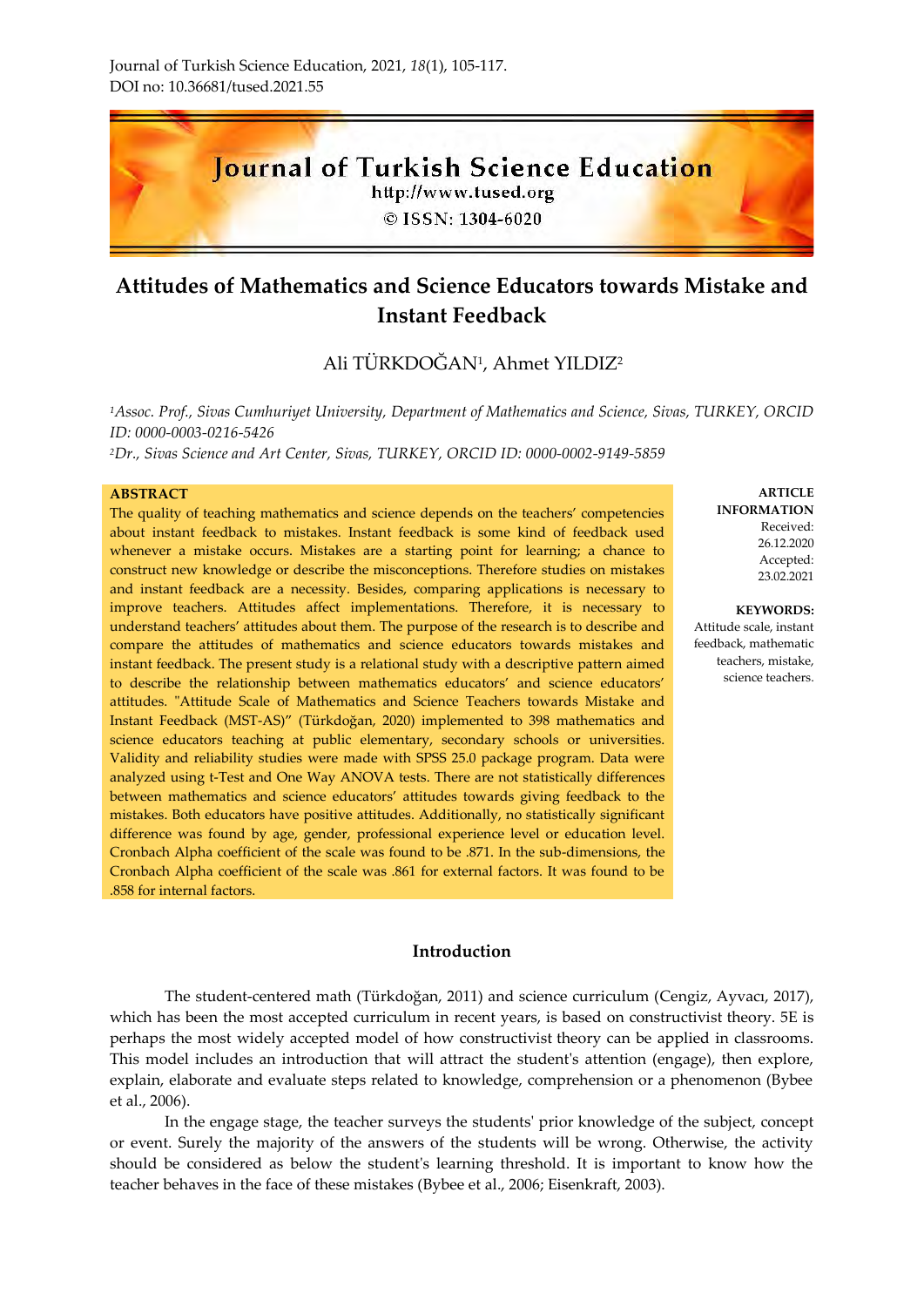Journal of Turkish Science Education, 2021, *18*(1), 105-117.
DOI no: 10.36681/tused.2021.55

# Attitudes of Mathematics and Science Educators towards Mistake and Instant Feedback

Ali TÜRKDOĞAN[1], Ahmet YILDIZ[2]

*[1]Assoc. Prof., Sivas Cumhuriyet University, Department of Mathematics and Science, Sivas, TURKEY, ORCID ID: 0000-0003-0216-5426*
*[2]Dr., Sivas Science and Art Center, Sivas, TURKEY, ORCID ID: 0000-0002-9149-5859*

**ARTICLE INFORMATION**
Received: 26.12.2020
Accepted: 23.02.2021

**KEYWORDS:**
Attitude scale, instant feedback, mathematic teachers, mistake, science teachers.

**ABSTRACT**

The quality of teaching mathematics and science depends on the teachers' competencies about instant feedback to mistakes. Instant feedback is some kind of feedback used whenever a mistake occurs. Mistakes are a starting point for learning; a chance to construct new knowledge or describe the misconceptions. Therefore studies on mistakes and instant feedback are a necessity. Besides, comparing applications is necessary to improve teachers. Attitudes affect implementations. Therefore, it is necessary to understand teachers' attitudes about them. The purpose of the research is to describe and compare the attitudes of mathematics and science educators towards mistakes and instant feedback. The present study is a relational study with a descriptive pattern aimed to describe the relationship between mathematics educators' and science educators' attitudes. "Attitude Scale of Mathematics and Science Teachers towards Mistake and Instant Feedback (MST-AS)" (Türkdoğan, 2020) implemented to 398 mathematics and science educators teaching at public elementary, secondary schools or universities. Validity and reliability studies were made with SPSS 25.0 package program. Data were analyzed using t-Test and One Way ANOVA tests. There are not statistically differences between mathematics and science educators' attitudes towards giving feedback to the mistakes. Both educators have positive attitudes. Additionally, no statistically significant difference was found by age, gender, professional experience level or education level. Cronbach Alpha coefficient of the scale was found to be .871. In the sub-dimensions, the Cronbach Alpha coefficient of the scale was .861 for external factors. It was found to be .858 for internal factors.

## Introduction

The student-centered math (Türkdoğan, 2011) and science curriculum (Cengiz, Ayvacı, 2017), which has been the most accepted curriculum in recent years, is based on constructivist theory. 5E is perhaps the most widely accepted model of how constructivist theory can be applied in classrooms. This model includes an introduction that will attract the student's attention (engage), then explore, explain, elaborate and evaluate steps related to knowledge, comprehension or a phenomenon (Bybee et al., 2006).

In the engage stage, the teacher surveys the students' prior knowledge of the subject, concept or event. Surely the majority of the answers of the students will be wrong. Otherwise, the activity should be considered as below the student's learning threshold. It is important to know how the teacher behaves in the face of these mistakes (Bybee et al., 2006; Eisenkraft, 2003).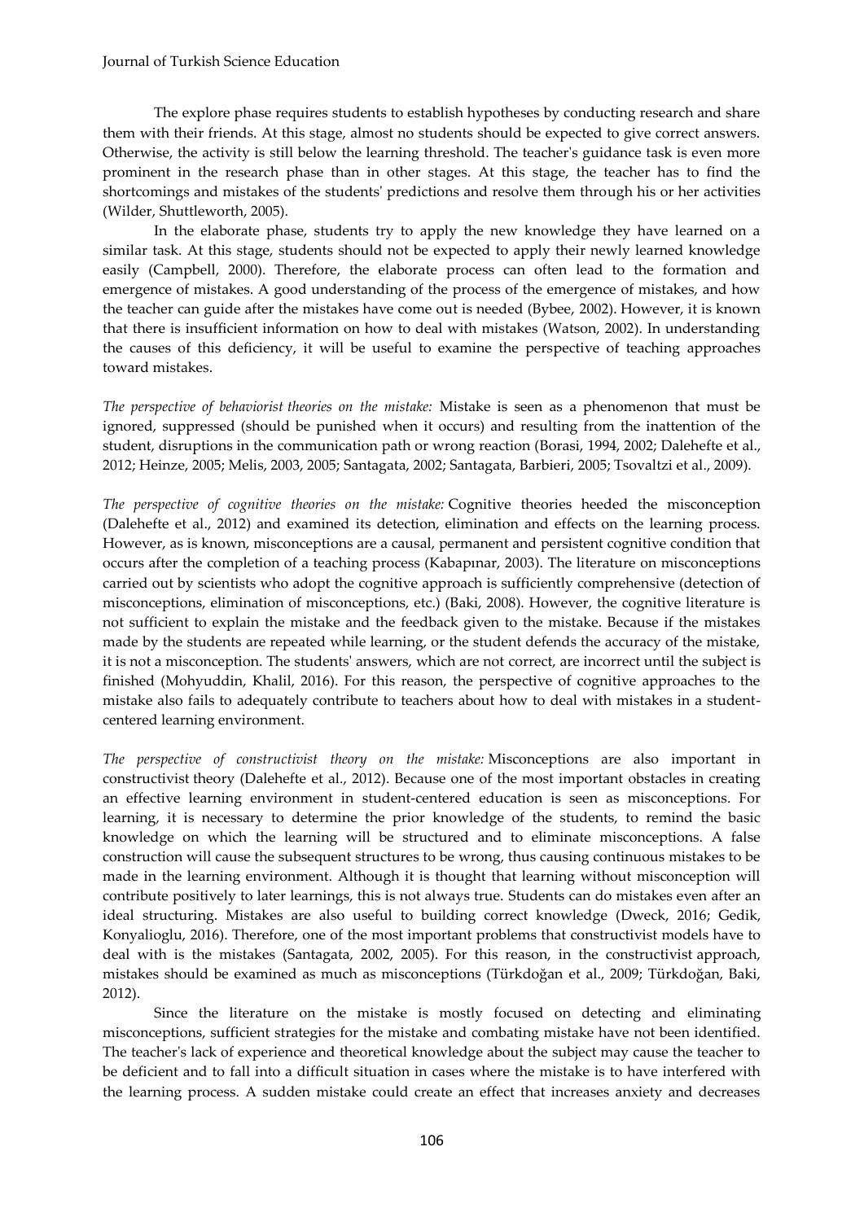The explore phase requires students to establish hypotheses by conducting research and share them with their friends. At this stage, almost no students should be expected to give correct answers. Otherwise, the activity is still below the learning threshold. The teacher's guidance task is even more prominent in the research phase than in other stages. At this stage, the teacher has to find the shortcomings and mistakes of the students' predictions and resolve them through his or her activities (Wilder, Shuttleworth, 2005).

In the elaborate phase, students try to apply the new knowledge they have learned on a similar task. At this stage, students should not be expected to apply their newly learned knowledge easily (Campbell, 2000). Therefore, the elaborate process can often lead to the formation and emergence of mistakes. A good understanding of the process of the emergence of mistakes, and how the teacher can guide after the mistakes have come out is needed (Bybee, 2002). However, it is known that there is insufficient information on how to deal with mistakes (Watson, 2002). In understanding the causes of this deficiency, it will be useful to examine the perspective of teaching approaches toward mistakes.

*The perspective of behaviorist theories on the mistake:* Mistake is seen as a phenomenon that must be ignored, suppressed (should be punished when it occurs) and resulting from the inattention of the student, disruptions in the communication path or wrong reaction (Borasi, 1994, 2002; Dalehefte et al., 2012; Heinze, 2005; Melis, 2003, 2005; Santagata, 2002; Santagata, Barbieri, 2005; Tsovaltzi et al., 2009).

*The perspective of cognitive theories on the mistake:* Cognitive theories heeded the misconception (Dalehefte et al., 2012) and examined its detection, elimination and effects on the learning process. However, as is known, misconceptions are a causal, permanent and persistent cognitive condition that occurs after the completion of a teaching process (Kabapınar, 2003). The literature on misconceptions carried out by scientists who adopt the cognitive approach is sufficiently comprehensive (detection of misconceptions, elimination of misconceptions, etc.) (Baki, 2008). However, the cognitive literature is not sufficient to explain the mistake and the feedback given to the mistake. Because if the mistakes made by the students are repeated while learning, or the student defends the accuracy of the mistake, it is not a misconception. The students' answers, which are not correct, are incorrect until the subject is finished (Mohyuddin, Khalil, 2016). For this reason, the perspective of cognitive approaches to the mistake also fails to adequately contribute to teachers about how to deal with mistakes in a student-centered learning environment.

*The perspective of constructivist theory on the mistake:* Misconceptions are also important in constructivist theory (Dalehefte et al., 2012). Because one of the most important obstacles in creating an effective learning environment in student-centered education is seen as misconceptions. For learning, it is necessary to determine the prior knowledge of the students, to remind the basic knowledge on which the learning will be structured and to eliminate misconceptions. A false construction will cause the subsequent structures to be wrong, thus causing continuous mistakes to be made in the learning environment. Although it is thought that learning without misconception will contribute positively to later learnings, this is not always true. Students can do mistakes even after an ideal structuring. Mistakes are also useful to building correct knowledge (Dweck, 2016; Gedik, Konyalioglu, 2016). Therefore, one of the most important problems that constructivist models have to deal with is the mistakes (Santagata, 2002, 2005). For this reason, in the constructivist approach, mistakes should be examined as much as misconceptions (Türkdoğan et al., 2009; Türkdoğan, Baki, 2012).

Since the literature on the mistake is mostly focused on detecting and eliminating misconceptions, sufficient strategies for the mistake and combating mistake have not been identified. The teacher's lack of experience and theoretical knowledge about the subject may cause the teacher to be deficient and to fall into a difficult situation in cases where the mistake is to have interfered with the learning process. A sudden mistake could create an effect that increases anxiety and decreases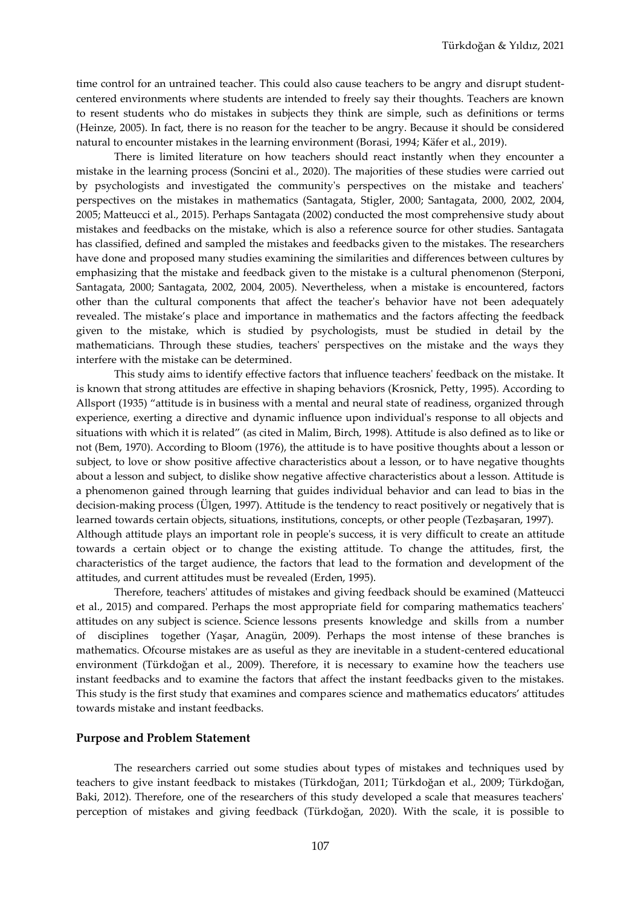time control for an untrained teacher. This could also cause teachers to be angry and disrupt student-centered environments where students are intended to freely say their thoughts. Teachers are known to resent students who do mistakes in subjects they think are simple, such as definitions or terms (Heinze, 2005). In fact, there is no reason for the teacher to be angry. Because it should be considered natural to encounter mistakes in the learning environment (Borasi, 1994; Käfer et al., 2019).

There is limited literature on how teachers should react instantly when they encounter a mistake in the learning process (Soncini et al., 2020). The majorities of these studies were carried out by psychologists and investigated the community's perspectives on the mistake and teachers' perspectives on the mistakes in mathematics (Santagata, Stigler, 2000; Santagata, 2000, 2002, 2004, 2005; Matteucci et al., 2015). Perhaps Santagata (2002) conducted the most comprehensive study about mistakes and feedbacks on the mistake, which is also a reference source for other studies. Santagata has classified, defined and sampled the mistakes and feedbacks given to the mistakes. The researchers have done and proposed many studies examining the similarities and differences between cultures by emphasizing that the mistake and feedback given to the mistake is a cultural phenomenon (Sterponi, Santagata, 2000; Santagata, 2002, 2004, 2005). Nevertheless, when a mistake is encountered, factors other than the cultural components that affect the teacher's behavior have not been adequately revealed. The mistake's place and importance in mathematics and the factors affecting the feedback given to the mistake, which is studied by psychologists, must be studied in detail by the mathematicians. Through these studies, teachers' perspectives on the mistake and the ways they interfere with the mistake can be determined.

This study aims to identify effective factors that influence teachers' feedback on the mistake. It is known that strong attitudes are effective in shaping behaviors (Krosnick, Petty, 1995). According to Allsport (1935) "attitude is in business with a mental and neural state of readiness, organized through experience, exerting a directive and dynamic influence upon individual's response to all objects and situations with which it is related" (as cited in Malim, Birch, 1998). Attitude is also defined as to like or not (Bem, 1970). According to Bloom (1976), the attitude is to have positive thoughts about a lesson or subject, to love or show positive affective characteristics about a lesson, or to have negative thoughts about a lesson and subject, to dislike show negative affective characteristics about a lesson. Attitude is a phenomenon gained through learning that guides individual behavior and can lead to bias in the decision-making process (Ülgen, 1997). Attitude is the tendency to react positively or negatively that is learned towards certain objects, situations, institutions, concepts, or other people (Tezbaşaran, 1997).
Although attitude plays an important role in people's success, it is very difficult to create an attitude towards a certain object or to change the existing attitude. To change the attitudes, first, the characteristics of the target audience, the factors that lead to the formation and development of the attitudes, and current attitudes must be revealed (Erden, 1995).

Therefore, teachers' attitudes of mistakes and giving feedback should be examined (Matteucci et al., 2015) and compared. Perhaps the most appropriate field for comparing mathematics teachers' attitudes on any subject is science. Science lessons presents knowledge and skills from a number of disciplines together (Yaşar, Anagün, 2009). Perhaps the most intense of these branches is mathematics. Ofcourse mistakes are as useful as they are inevitable in a student-centered educational environment (Türkdoğan et al., 2009). Therefore, it is necessary to examine how the teachers use instant feedbacks and to examine the factors that affect the instant feedbacks given to the mistakes. This study is the first study that examines and compares science and mathematics educators' attitudes towards mistake and instant feedbacks.

## Purpose and Problem Statement

The researchers carried out some studies about types of mistakes and techniques used by teachers to give instant feedback to mistakes (Türkdoğan, 2011; Türkdoğan et al., 2009; Türkdoğan, Baki, 2012). Therefore, one of the researchers of this study developed a scale that measures teachers' perception of mistakes and giving feedback (Türkdoğan, 2020). With the scale, it is possible to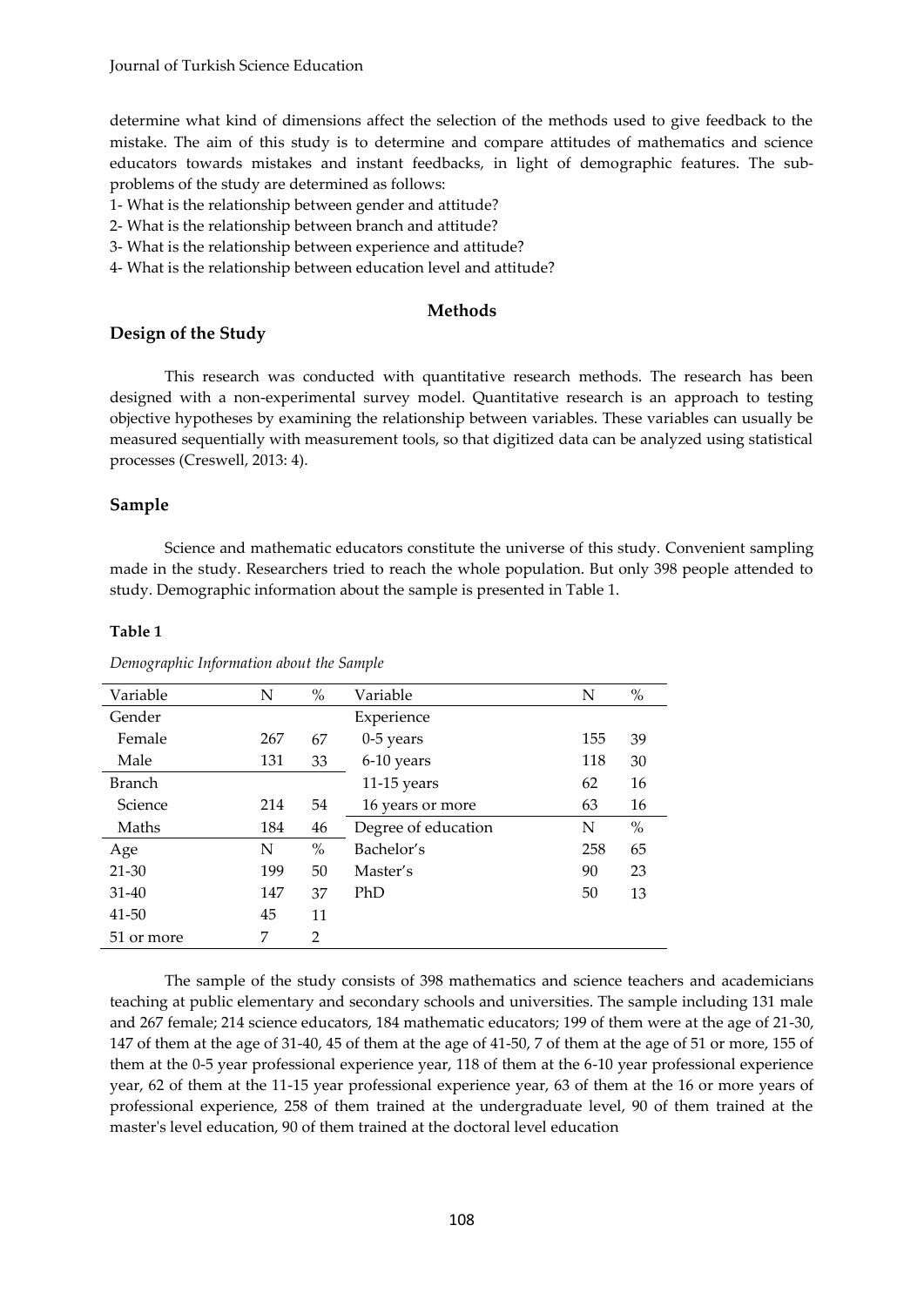determine what kind of dimensions affect the selection of the methods used to give feedback to the mistake. The aim of this study is to determine and compare attitudes of mathematics and science educators towards mistakes and instant feedbacks, in light of demographic features. The sub-problems of the study are determined as follows:

1- What is the relationship between gender and attitude?
2- What is the relationship between branch and attitude?
3- What is the relationship between experience and attitude?
4- What is the relationship between education level and attitude?

## Methods

### Design of the Study

This research was conducted with quantitative research methods. The research has been designed with a non-experimental survey model. Quantitative research is an approach to testing objective hypotheses by examining the relationship between variables. These variables can usually be measured sequentially with measurement tools, so that digitized data can be analyzed using statistical processes (Creswell, 2013: 4).

### Sample

Science and mathematic educators constitute the universe of this study. Convenient sampling made in the study. Researchers tried to reach the whole population. But only 398 people attended to study. Demographic information about the sample is presented in Table 1.

**Table 1**

*Demographic Information about the Sample*

| Variable | N | % | Variable | N | % |
|---|---|---|---|---|---|
| Gender | | | Experience | | |
| Female | 267 | 67 | 0-5 years | 155 | 39 |
| Male | 131 | 33 | 6-10 years | 118 | 30 |
| Branch | | | 11-15 years | 62 | 16 |
| Science | 214 | 54 | 16 years or more | 63 | 16 |
| Maths | 184 | 46 | Degree of education | N | % |
| Age | N | % | Bachelor's | 258 | 65 |
| 21-30 | 199 | 50 | Master's | 90 | 23 |
| 31-40 | 147 | 37 | PhD | 50 | 13 |
| 41-50 | 45 | 11 | | | |
| 51 or more | 7 | 2 | | | |

The sample of the study consists of 398 mathematics and science teachers and academicians teaching at public elementary and secondary schools and universities. The sample including 131 male and 267 female; 214 science educators, 184 mathematic educators; 199 of them were at the age of 21-30, 147 of them at the age of 31-40, 45 of them at the age of 41-50, 7 of them at the age of 51 or more, 155 of them at the 0-5 year professional experience year, 118 of them at the 6-10 year professional experience year, 62 of them at the 11-15 year professional experience year, 63 of them at the 16 or more years of professional experience, 258 of them trained at the undergraduate level, 90 of them trained at the master's level education, 90 of them trained at the doctoral level education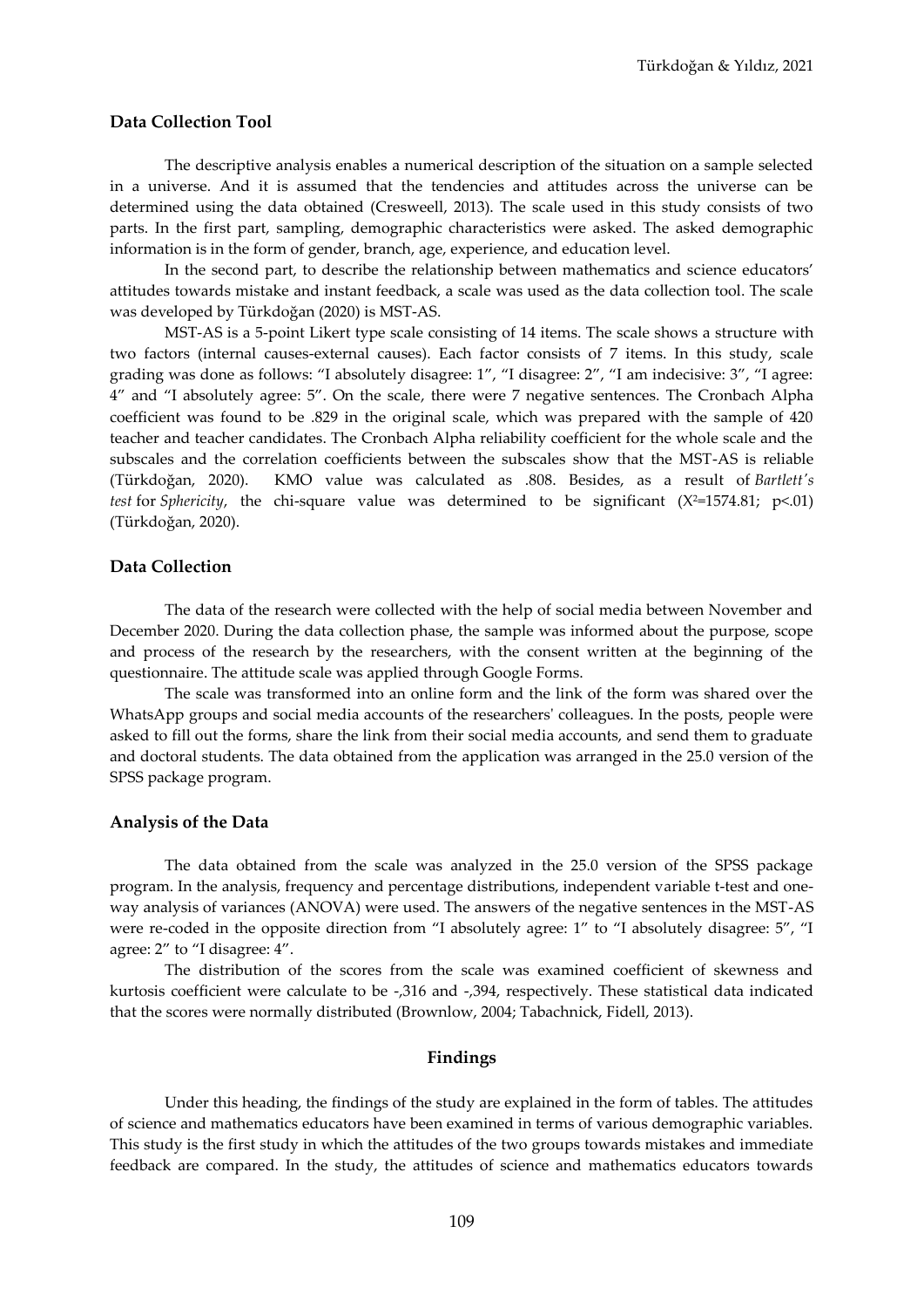### Data Collection Tool

The descriptive analysis enables a numerical description of the situation on a sample selected in a universe. And it is assumed that the tendencies and attitudes across the universe can be determined using the data obtained (Cresweell, 2013). The scale used in this study consists of two parts. In the first part, sampling, demographic characteristics were asked. The asked demographic information is in the form of gender, branch, age, experience, and education level.

In the second part, to describe the relationship between mathematics and science educators' attitudes towards mistake and instant feedback, a scale was used as the data collection tool. The scale was developed by Türkdoğan (2020) is MST-AS.

MST-AS is a 5-point Likert type scale consisting of 14 items. The scale shows a structure with two factors (internal causes-external causes). Each factor consists of 7 items. In this study, scale grading was done as follows: "I absolutely disagree: 1", "I disagree: 2", "I am indecisive: 3", "I agree: 4" and "I absolutely agree: 5". On the scale, there were 7 negative sentences. The Cronbach Alpha coefficient was found to be .829 in the original scale, which was prepared with the sample of 420 teacher and teacher candidates. The Cronbach Alpha reliability coefficient for the whole scale and the subscales and the correlation coefficients between the subscales show that the MST-AS is reliable (Türkdoğan, 2020). KMO value was calculated as .808. Besides, as a result of *Bartlett's test* for *Sphericity*, the chi-square value was determined to be significant ($X^2$=1574.81; p<.01) (Türkdoğan, 2020).

### Data Collection

The data of the research were collected with the help of social media between November and December 2020. During the data collection phase, the sample was informed about the purpose, scope and process of the research by the researchers, with the consent written at the beginning of the questionnaire. The attitude scale was applied through Google Forms.

The scale was transformed into an online form and the link of the form was shared over the WhatsApp groups and social media accounts of the researchers' colleagues. In the posts, people were asked to fill out the forms, share the link from their social media accounts, and send them to graduate and doctoral students. The data obtained from the application was arranged in the 25.0 version of the SPSS package program.

### Analysis of the Data

The data obtained from the scale was analyzed in the 25.0 version of the SPSS package program. In the analysis, frequency and percentage distributions, independent variable t-test and one-way analysis of variances (ANOVA) were used. The answers of the negative sentences in the MST-AS were re-coded in the opposite direction from "I absolutely agree: 1" to "I absolutely disagree: 5", "I agree: 2" to "I disagree: 4".

The distribution of the scores from the scale was examined coefficient of skewness and kurtosis coefficient were calculate to be -,316 and -,394, respectively. These statistical data indicated that the scores were normally distributed (Brownlow, 2004; Tabachnick, Fidell, 2013).

## Findings

Under this heading, the findings of the study are explained in the form of tables. The attitudes of science and mathematics educators have been examined in terms of various demographic variables. This study is the first study in which the attitudes of the two groups towards mistakes and immediate feedback are compared. In the study, the attitudes of science and mathematics educators towards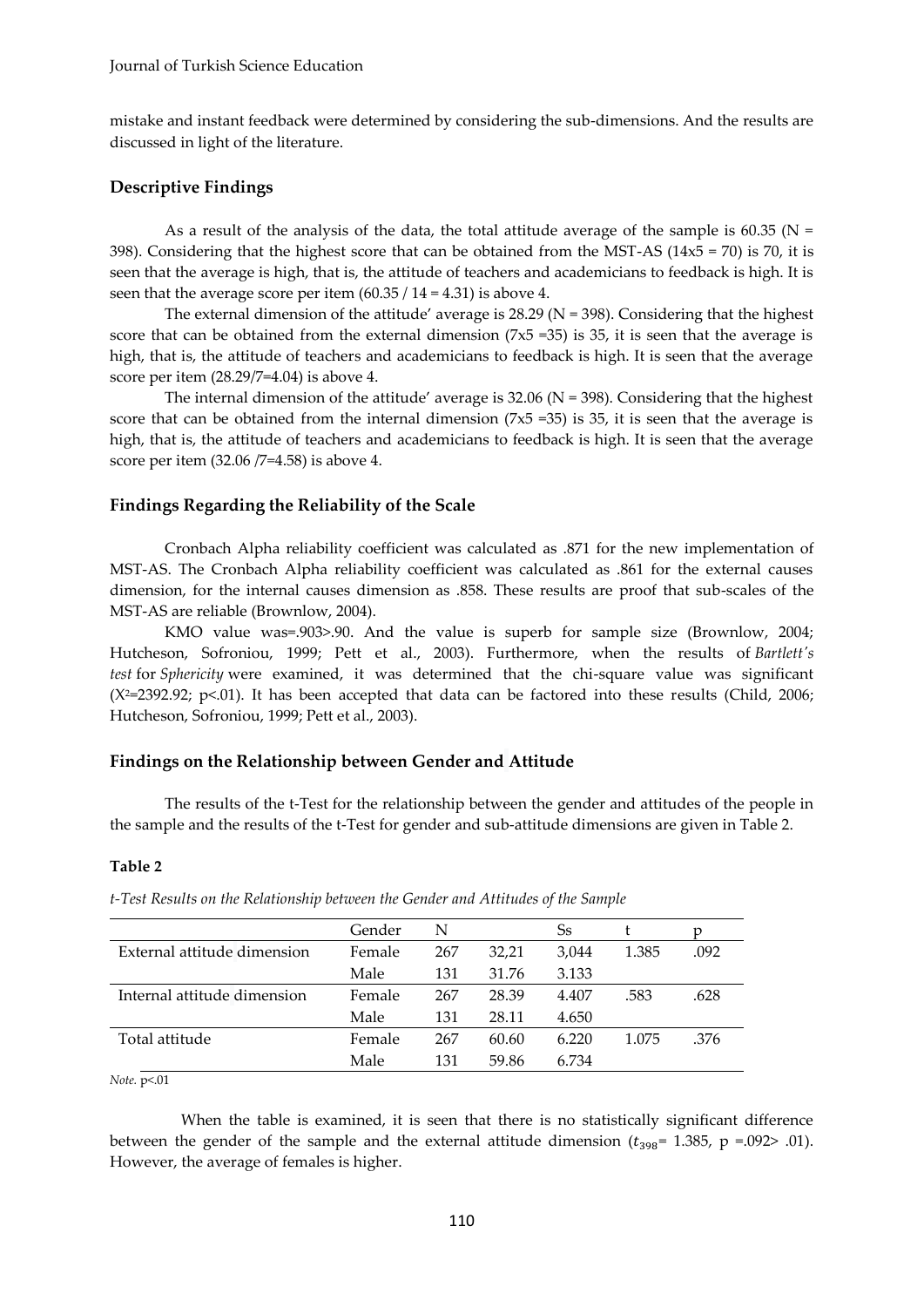mistake and instant feedback were determined by considering the sub-dimensions. And the results are discussed in light of the literature.

### Descriptive Findings

As a result of the analysis of the data, the total attitude average of the sample is 60.35 (N = 398). Considering that the highest score that can be obtained from the MST-AS (14x5 = 70) is 70, it is seen that the average is high, that is, the attitude of teachers and academicians to feedback is high. It is seen that the average score per item (60.35 / 14 = 4.31) is above 4.

The external dimension of the attitude' average is 28.29 (N = 398). Considering that the highest score that can be obtained from the external dimension (7x5 =35) is 35, it is seen that the average is high, that is, the attitude of teachers and academicians to feedback is high. It is seen that the average score per item (28.29/7=4.04) is above 4.

The internal dimension of the attitude' average is 32.06 (N = 398). Considering that the highest score that can be obtained from the internal dimension (7x5 =35) is 35, it is seen that the average is high, that is, the attitude of teachers and academicians to feedback is high. It is seen that the average score per item (32.06 /7=4.58) is above 4.

### Findings Regarding the Reliability of the Scale

Cronbach Alpha reliability coefficient was calculated as .871 for the new implementation of MST-AS. The Cronbach Alpha reliability coefficient was calculated as .861 for the external causes dimension, for the internal causes dimension as .858. These results are proof that sub-scales of the MST-AS are reliable (Brownlow, 2004).

KMO value was=.903>.90. And the value is superb for sample size (Brownlow, 2004; Hutcheson, Sofroniou, 1999; Pett et al., 2003). Furthermore, when the results of *Bartlett's test* for *Sphericity* were examined, it was determined that the chi-square value was significant ($X^2$=2392.92; p<.01). It has been accepted that data can be factored into these results (Child, 2006; Hutcheson, Sofroniou, 1999; Pett et al., 2003).

### Findings on the Relationship between Gender and Attitude

The results of the t-Test for the relationship between the gender and attitudes of the people in the sample and the results of the t-Test for gender and sub-attitude dimensions are given in Table 2.

**Table 2**

*t-Test Results on the Relationship between the Gender and Attitudes of the Sample*

| | Gender | N | | Ss | t | p |
|---|---|---|---|---|---|---|
| External attitude dimension | Female | 267 | 32,21 | 3,044 | 1.385 | .092 |
| | Male | 131 | 31.76 | 3.133 | | |
| Internal attitude dimension | Female | 267 | 28.39 | 4.407 | .583 | .628 |
| | Male | 131 | 28.11 | 4.650 | | |
| Total attitude | Female | 267 | 60.60 | 6.220 | 1.075 | .376 |
| | Male | 131 | 59.86 | 6.734 | | |

*Note.* p<.01

When the table is examined, it is seen that there is no statistically significant difference between the gender of the sample and the external attitude dimension ($t_{398}$= 1.385, p =.092> .01). However, the average of females is higher.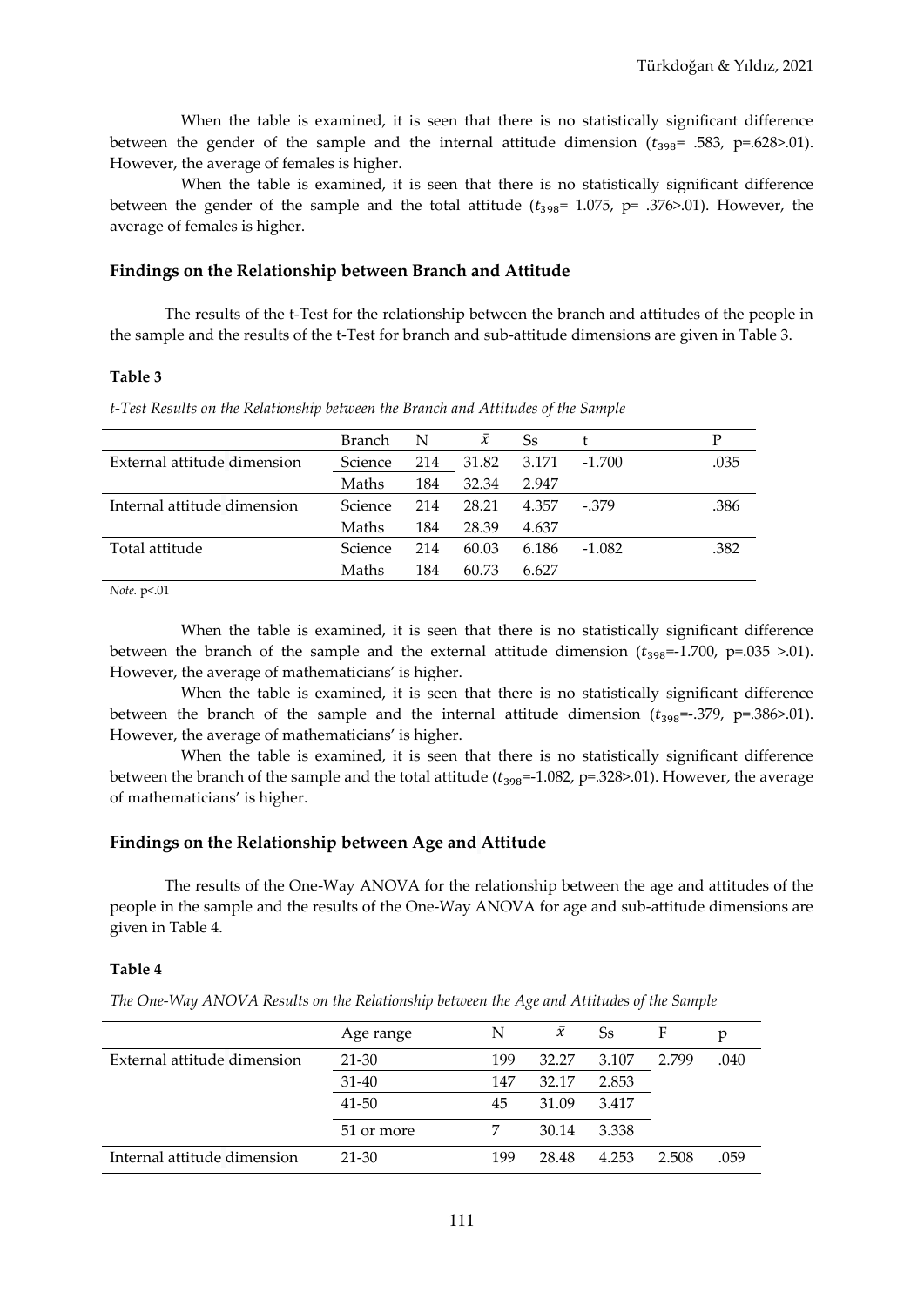When the table is examined, it is seen that there is no statistically significant difference between the gender of the sample and the internal attitude dimension ($t_{398}$= .583, p=.628>.01). However, the average of females is higher.

When the table is examined, it is seen that there is no statistically significant difference between the gender of the sample and the total attitude ($t_{398}$= 1.075, p= .376>.01). However, the average of females is higher.

## Findings on the Relationship between Branch and Attitude

The results of the t-Test for the relationship between the branch and attitudes of the people in the sample and the results of the t-Test for branch and sub-attitude dimensions are given in Table 3.

**Table 3**

*t-Test Results on the Relationship between the Branch and Attitudes of the Sample*

| | Branch | N | $\bar{x}$ | Ss | t | P |
|---|---|---|---|---|---|---|
| External attitude dimension | Science | 214 | 31.82 | 3.171 | -1.700 | .035 |
| | Maths | 184 | 32.34 | 2.947 | | |
| Internal attitude dimension | Science | 214 | 28.21 | 4.357 | -.379 | .386 |
| | Maths | 184 | 28.39 | 4.637 | | |
| Total attitude | Science | 214 | 60.03 | 6.186 | -1.082 | .382 |
| | Maths | 184 | 60.73 | 6.627 | | |

*Note.* p<.01

When the table is examined, it is seen that there is no statistically significant difference between the branch of the sample and the external attitude dimension ($t_{398}$=-1.700, p=.035 >.01). However, the average of mathematicians' is higher.

When the table is examined, it is seen that there is no statistically significant difference between the branch of the sample and the internal attitude dimension ($t_{398}$=-.379, p=.386>.01). However, the average of mathematicians' is higher.

When the table is examined, it is seen that there is no statistically significant difference between the branch of the sample and the total attitude ($t_{398}$=-1.082, p=.328>.01). However, the average of mathematicians' is higher.

## Findings on the Relationship between Age and Attitude

The results of the One-Way ANOVA for the relationship between the age and attitudes of the people in the sample and the results of the One-Way ANOVA for age and sub-attitude dimensions are given in Table 4.

**Table 4**

*The One-Way ANOVA Results on the Relationship between the Age and Attitudes of the Sample*

| | Age range | N | $\bar{x}$ | Ss | F | p |
|---|---|---|---|---|---|---|
| External attitude dimension | 21-30 | 199 | 32.27 | 3.107 | 2.799 | .040 |
| | 31-40 | 147 | 32.17 | 2.853 | | |
| | 41-50 | 45 | 31.09 | 3.417 | | |
| | 51 or more | 7 | 30.14 | 3.338 | | |
| Internal attitude dimension | 21-30 | 199 | 28.48 | 4.253 | 2.508 | .059 |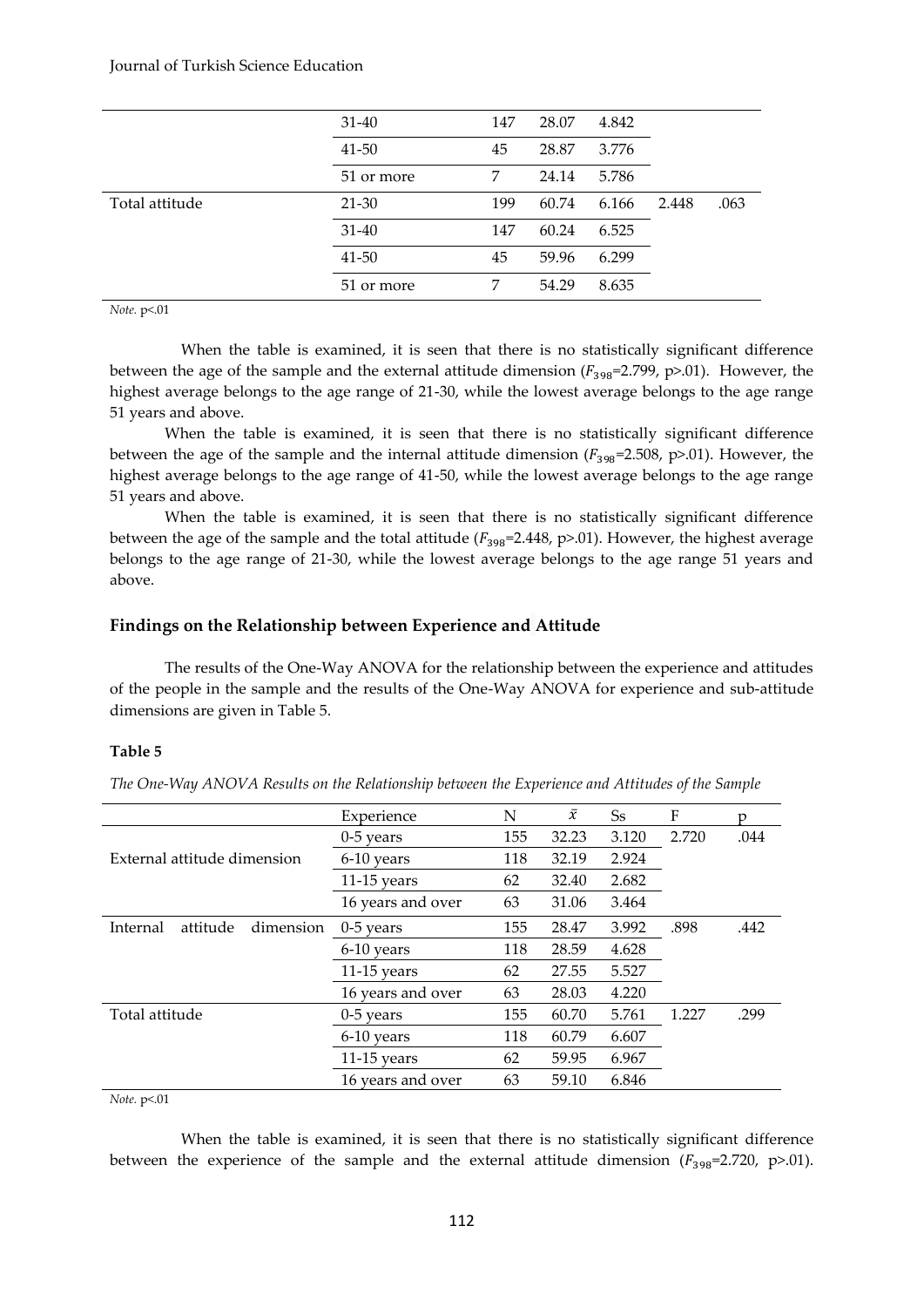| | | | | | | |
|---|---|---|---|---|---|---|
| | 31-40 | 147 | 28.07 | 4.842 | | |
| | 41-50 | 45 | 28.87 | 3.776 | | |
| | 51 or more | 7 | 24.14 | 5.786 | | |
| Total attitude | 21-30 | 199 | 60.74 | 6.166 | 2.448 | .063 |
| | 31-40 | 147 | 60.24 | 6.525 | | |
| | 41-50 | 45 | 59.96 | 6.299 | | |
| | 51 or more | 7 | 54.29 | 8.635 | | |

*Note.* p<.01

When the table is examined, it is seen that there is no statistically significant difference between the age of the sample and the external attitude dimension ($F_{398}$=2.799, p>.01). However, the highest average belongs to the age range of 21-30, while the lowest average belongs to the age range 51 years and above.

When the table is examined, it is seen that there is no statistically significant difference between the age of the sample and the internal attitude dimension ($F_{398}$=2.508, p>.01). However, the highest average belongs to the age range of 41-50, while the lowest average belongs to the age range 51 years and above.

When the table is examined, it is seen that there is no statistically significant difference between the age of the sample and the total attitude ($F_{398}$=2.448, p>.01). However, the highest average belongs to the age range of 21-30, while the lowest average belongs to the age range 51 years and above.

### Findings on the Relationship between Experience and Attitude

The results of the One-Way ANOVA for the relationship between the experience and attitudes of the people in the sample and the results of the One-Way ANOVA for experience and sub-attitude dimensions are given in Table 5.

**Table 5**

*The One-Way ANOVA Results on the Relationship between the Experience and Attitudes of the Sample*

| | Experience | N | $\bar{x}$ | Ss | F | p |
|---|---|---|---|---|---|---|
| External attitude dimension | 0-5 years | 155 | 32.23 | 3.120 | 2.720 | .044 |
| | 6-10 years | 118 | 32.19 | 2.924 | | |
| | 11-15 years | 62 | 32.40 | 2.682 | | |
| | 16 years and over | 63 | 31.06 | 3.464 | | |
| Internal attitude dimension | 0-5 years | 155 | 28.47 | 3.992 | .898 | .442 |
| | 6-10 years | 118 | 28.59 | 4.628 | | |
| | 11-15 years | 62 | 27.55 | 5.527 | | |
| | 16 years and over | 63 | 28.03 | 4.220 | | |
| Total attitude | 0-5 years | 155 | 60.70 | 5.761 | 1.227 | .299 |
| | 6-10 years | 118 | 60.79 | 6.607 | | |
| | 11-15 years | 62 | 59.95 | 6.967 | | |
| | 16 years and over | 63 | 59.10 | 6.846 | | |

*Note.* p<.01

When the table is examined, it is seen that there is no statistically significant difference between the experience of the sample and the external attitude dimension ($F_{398}$=2.720, p>.01).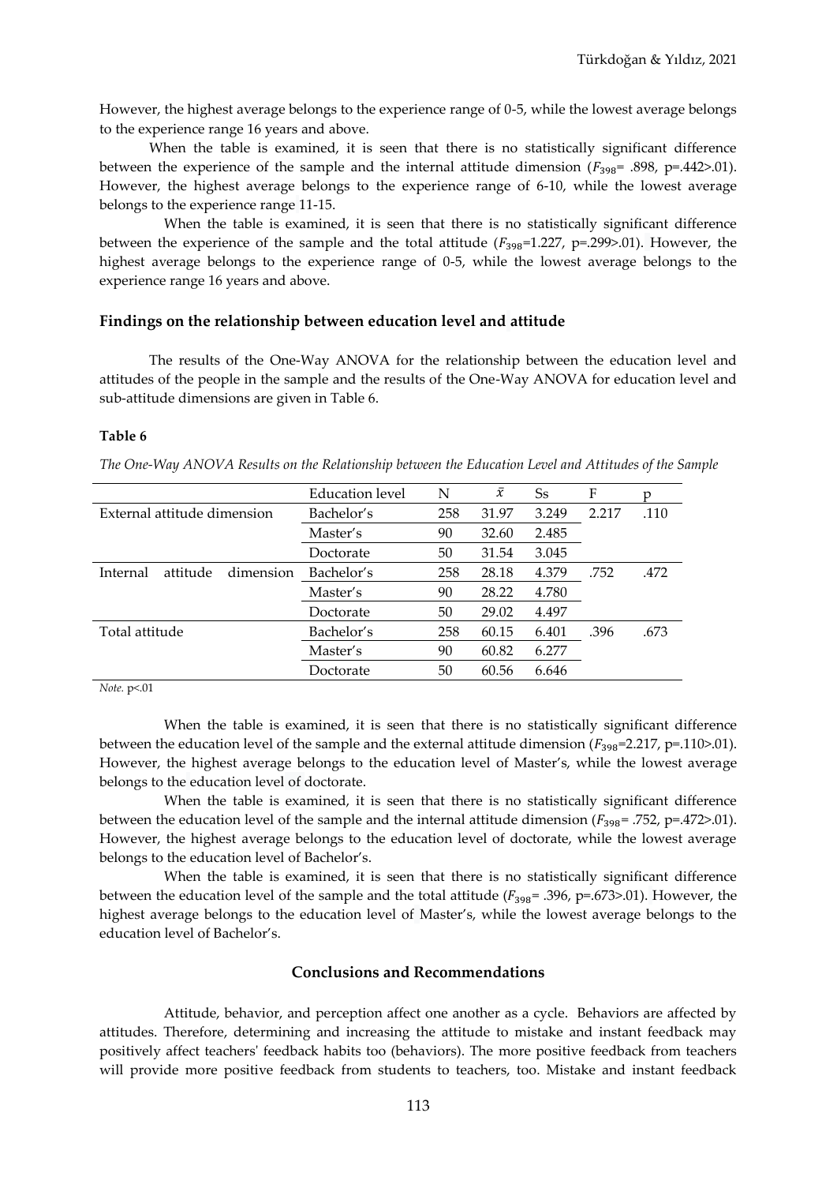However, the highest average belongs to the experience range of 0-5, while the lowest average belongs to the experience range 16 years and above.

When the table is examined, it is seen that there is no statistically significant difference between the experience of the sample and the internal attitude dimension ($F_{398}$= .898, p=.442>.01). However, the highest average belongs to the experience range of 6-10, while the lowest average belongs to the experience range 11-15.

When the table is examined, it is seen that there is no statistically significant difference between the experience of the sample and the total attitude ($F_{398}$=1.227, p=.299>.01). However, the highest average belongs to the experience range of 0-5, while the lowest average belongs to the experience range 16 years and above.

### Findings on the relationship between education level and attitude

The results of the One-Way ANOVA for the relationship between the education level and attitudes of the people in the sample and the results of the One-Way ANOVA for education level and sub-attitude dimensions are given in Table 6.

**Table 6**

*The One-Way ANOVA Results on the Relationship between the Education Level and Attitudes of the Sample*

| | Education level | N | $\bar{x}$ | Ss | F | p |
|---|---|---|---|---|---|---|
| External attitude dimension | Bachelor's | 258 | 31.97 | 3.249 | 2.217 | .110 |
| | Master's | 90 | 32.60 | 2.485 | | |
| | Doctorate | 50 | 31.54 | 3.045 | | |
| Internal attitude dimension | Bachelor's | 258 | 28.18 | 4.379 | .752 | .472 |
| | Master's | 90 | 28.22 | 4.780 | | |
| | Doctorate | 50 | 29.02 | 4.497 | | |
| Total attitude | Bachelor's | 258 | 60.15 | 6.401 | .396 | .673 |
| | Master's | 90 | 60.82 | 6.277 | | |
| | Doctorate | 50 | 60.56 | 6.646 | | |

*Note.* p<.01

When the table is examined, it is seen that there is no statistically significant difference between the education level of the sample and the external attitude dimension ($F_{398}$=2.217, p=.110>.01). However, the highest average belongs to the education level of Master's, while the lowest average belongs to the education level of doctorate.

When the table is examined, it is seen that there is no statistically significant difference between the education level of the sample and the internal attitude dimension ($F_{398}$= .752, p=.472>.01). However, the highest average belongs to the education level of doctorate, while the lowest average belongs to the education level of Bachelor's.

When the table is examined, it is seen that there is no statistically significant difference between the education level of the sample and the total attitude ($F_{398}$= .396, p=.673>.01). However, the highest average belongs to the education level of Master's, while the lowest average belongs to the education level of Bachelor's.

## Conclusions and Recommendations

Attitude, behavior, and perception affect one another as a cycle. Behaviors are affected by attitudes. Therefore, determining and increasing the attitude to mistake and instant feedback may positively affect teachers' feedback habits too (behaviors). The more positive feedback from teachers will provide more positive feedback from students to teachers, too. Mistake and instant feedback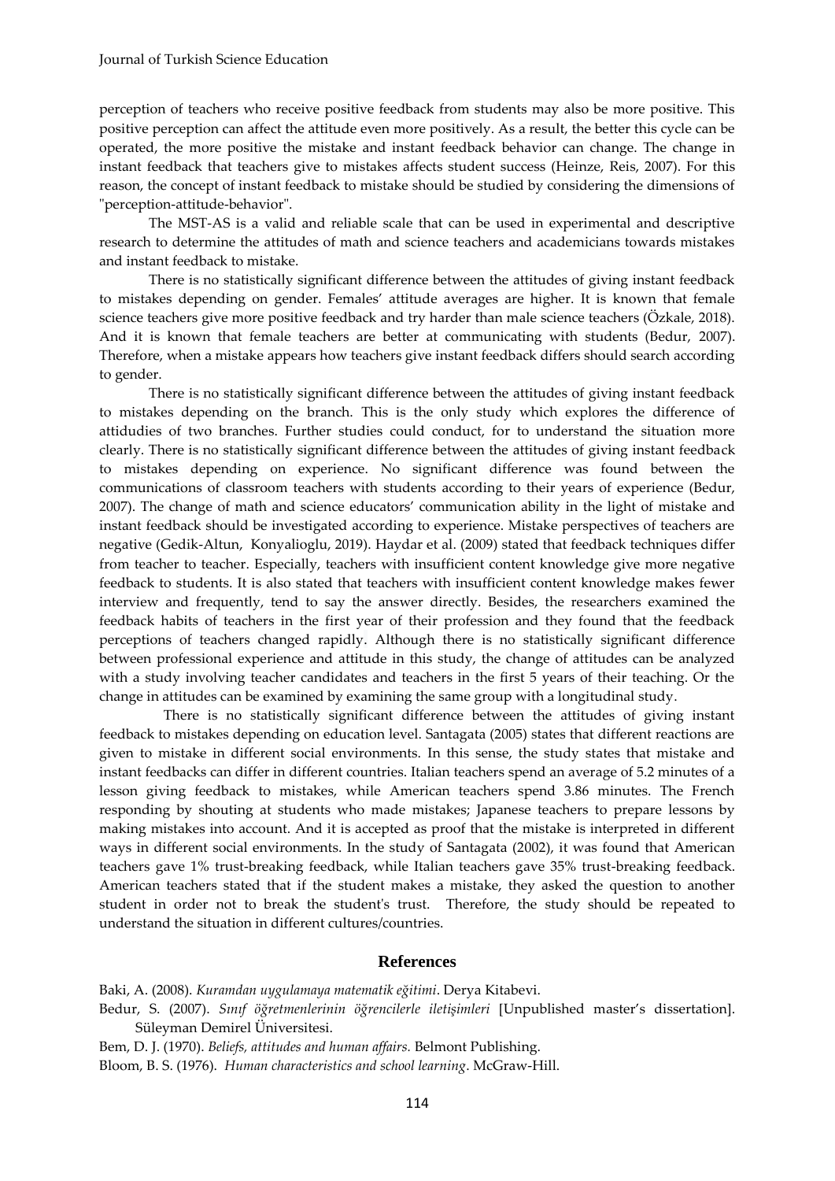perception of teachers who receive positive feedback from students may also be more positive. This positive perception can affect the attitude even more positively. As a result, the better this cycle can be operated, the more positive the mistake and instant feedback behavior can change. The change in instant feedback that teachers give to mistakes affects student success (Heinze, Reis, 2007). For this reason, the concept of instant feedback to mistake should be studied by considering the dimensions of "perception-attitude-behavior".

The MST-AS is a valid and reliable scale that can be used in experimental and descriptive research to determine the attitudes of math and science teachers and academicians towards mistakes and instant feedback to mistake.

There is no statistically significant difference between the attitudes of giving instant feedback to mistakes depending on gender. Females' attitude averages are higher. It is known that female science teachers give more positive feedback and try harder than male science teachers (Özkale, 2018). And it is known that female teachers are better at communicating with students (Bedur, 2007). Therefore, when a mistake appears how teachers give instant feedback differs should search according to gender.

There is no statistically significant difference between the attitudes of giving instant feedback to mistakes depending on the branch. This is the only study which explores the difference of attidudies of two branches. Further studies could conduct, for to understand the situation more clearly. There is no statistically significant difference between the attitudes of giving instant feedback to mistakes depending on experience. No significant difference was found between the communications of classroom teachers with students according to their years of experience (Bedur, 2007). The change of math and science educators' communication ability in the light of mistake and instant feedback should be investigated according to experience. Mistake perspectives of teachers are negative (Gedik-Altun, Konyalioglu, 2019). Haydar et al. (2009) stated that feedback techniques differ from teacher to teacher. Especially, teachers with insufficient content knowledge give more negative feedback to students. It is also stated that teachers with insufficient content knowledge makes fewer interview and frequently, tend to say the answer directly. Besides, the researchers examined the feedback habits of teachers in the first year of their profession and they found that the feedback perceptions of teachers changed rapidly. Although there is no statistically significant difference between professional experience and attitude in this study, the change of attitudes can be analyzed with a study involving teacher candidates and teachers in the first 5 years of their teaching. Or the change in attitudes can be examined by examining the same group with a longitudinal study.

There is no statistically significant difference between the attitudes of giving instant feedback to mistakes depending on education level. Santagata (2005) states that different reactions are given to mistake in different social environments. In this sense, the study states that mistake and instant feedbacks can differ in different countries. Italian teachers spend an average of 5.2 minutes of a lesson giving feedback to mistakes, while American teachers spend 3.86 minutes. The French responding by shouting at students who made mistakes; Japanese teachers to prepare lessons by making mistakes into account. And it is accepted as proof that the mistake is interpreted in different ways in different social environments. In the study of Santagata (2002), it was found that American teachers gave 1% trust-breaking feedback, while Italian teachers gave 35% trust-breaking feedback. American teachers stated that if the student makes a mistake, they asked the question to another student in order not to break the student's trust. Therefore, the study should be repeated to understand the situation in different cultures/countries.

## References

Baki, A. (2008). *Kuramdan uygulamaya matematik eğitimi*. Derya Kitabevi.

Bedur, S. (2007). *Sınıf öğretmenlerinin öğrencilerle iletişimleri* [Unpublished master's dissertation]. Süleyman Demirel Üniversitesi.

Bem, D. J. (1970). *Beliefs, attitudes and human affairs.* Belmont Publishing.

Bloom, B. S. (1976). *Human characteristics and school learning*. McGraw-Hill.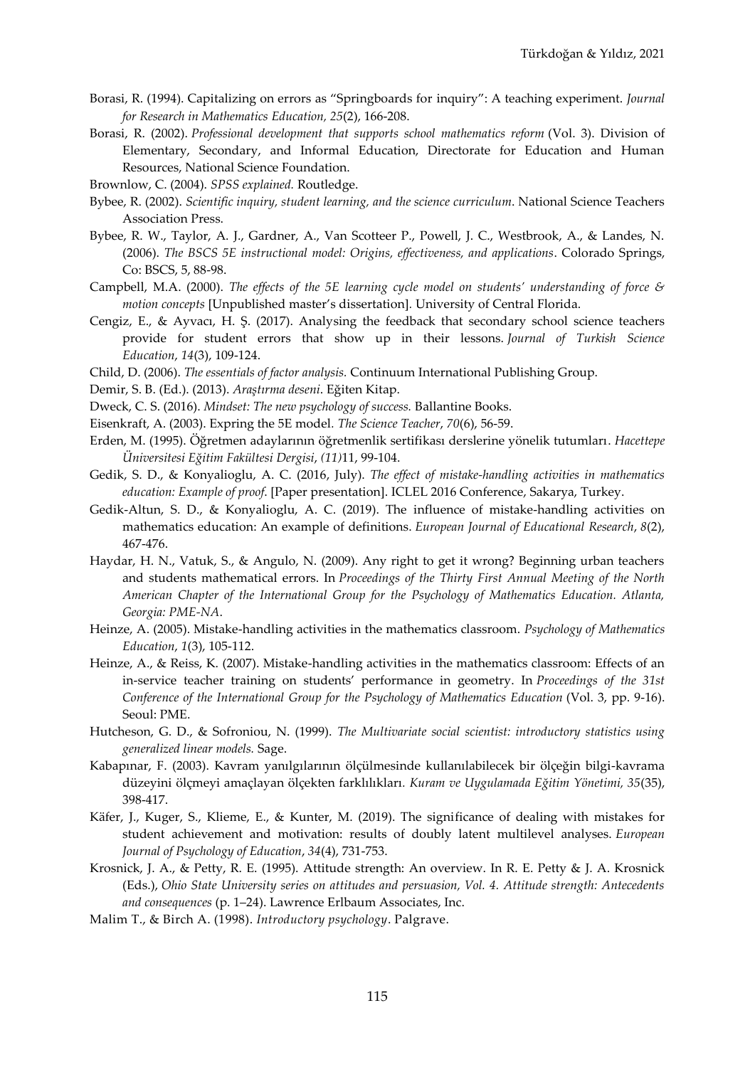Borasi, R. (1994). Capitalizing on errors as "Springboards for inquiry": A teaching experiment. *Journal for Research in Mathematics Education, 25*(2), 166-208.

Borasi, R. (2002). *Professional development that supports school mathematics reform* (Vol. 3). Division of Elementary, Secondary, and Informal Education, Directorate for Education and Human Resources, National Science Foundation.

Brownlow, C. (2004). *SPSS explained.* Routledge.

Bybee, R. (2002). *Scientific inquiry, student learning, and the science curriculum*. National Science Teachers Association Press.

Bybee, R. W., Taylor, A. J., Gardner, A., Van Scotteer P., Powell, J. C., Westbrook, A., & Landes, N. (2006). *The BSCS 5E instructional model: Origins, effectiveness, and applications*. Colorado Springs, Co: BSCS, 5, 88-98.

Campbell, M.A. (2000). *The effects of the 5E learning cycle model on students' understanding of force & motion concepts* [Unpublished master's dissertation]. University of Central Florida.

Cengiz, E., & Ayvacı, H. Ş. (2017). Analysing the feedback that secondary school science teachers provide for student errors that show up in their lessons. *Journal of Turkish Science Education*, *14*(3), 109-124.

Child, D. (2006). *The essentials of factor analysis.* Continuum International Publishing Group.

Demir, S. B. (Ed.). (2013). *Araştırma deseni*. Eğiten Kitap.

Dweck, C. S. (2016). *Mindset: The new psychology of success.* Ballantine Books.

Eisenkraft, A. (2003). Expring the 5E model. *The Science Teacher*, *70*(6), 56-59.

Erden, M. (1995). Öğretmen adaylarının öğretmenlik sertifikası derslerine yönelik tutumları. *Hacettepe Üniversitesi Eğitim Fakültesi Dergisi*, *(11)*11, 99-104.

Gedik, S. D., & Konyalioglu, A. C. (2016, July). *The effect of mistake-handling activities in mathematics education: Example of proof*. [Paper presentation]. ICLEL 2016 Conference, Sakarya, Turkey.

Gedik-Altun, S. D., & Konyalioglu, A. C. (2019). The influence of mistake-handling activities on mathematics education: An example of definitions. *European Journal of Educational Research*, *8*(2), 467-476.

Haydar, H. N., Vatuk, S., & Angulo, N. (2009). Any right to get it wrong? Beginning urban teachers and students mathematical errors. In *Proceedings of the Thirty First Annual Meeting of the North American Chapter of the International Group for the Psychology of Mathematics Education. Atlanta, Georgia: PME-NA*.

Heinze, A. (2005). Mistake-handling activities in the mathematics classroom. *Psychology of Mathematics Education*, *1*(3), 105-112.

Heinze, A., & Reiss, K. (2007). Mistake-handling activities in the mathematics classroom: Effects of an in-service teacher training on students' performance in geometry. In *Proceedings of the 31st Conference of the International Group for the Psychology of Mathematics Education* (Vol. 3, pp. 9-16). Seoul: PME.

Hutcheson, G. D., & Sofroniou, N. (1999). *The Multivariate social scientist: introductory statistics using generalized linear models.* Sage.

Kabapınar, F. (2003). Kavram yanılgılarının ölçülmesinde kullanılabilecek bir ölçeğin bilgi-kavrama düzeyini ölçmeyi amaçlayan ölçekten farklılıkları. *Kuram ve Uygulamada Eğitim Yönetimi, 35*(35), 398-417.

Käfer, J., Kuger, S., Klieme, E., & Kunter, M. (2019). The significance of dealing with mistakes for student achievement and motivation: results of doubly latent multilevel analyses. *European Journal of Psychology of Education*, *34*(4), 731-753.

Krosnick, J. A., & Petty, R. E. (1995). Attitude strength: An overview. In R. E. Petty & J. A. Krosnick (Eds.), *Ohio State University series on attitudes and persuasion, Vol. 4. Attitude strength: Antecedents and consequences* (p. 1–24). Lawrence Erlbaum Associates, Inc.

Malim T., & Birch A. (1998). *Introductory psychology*. Palgrave.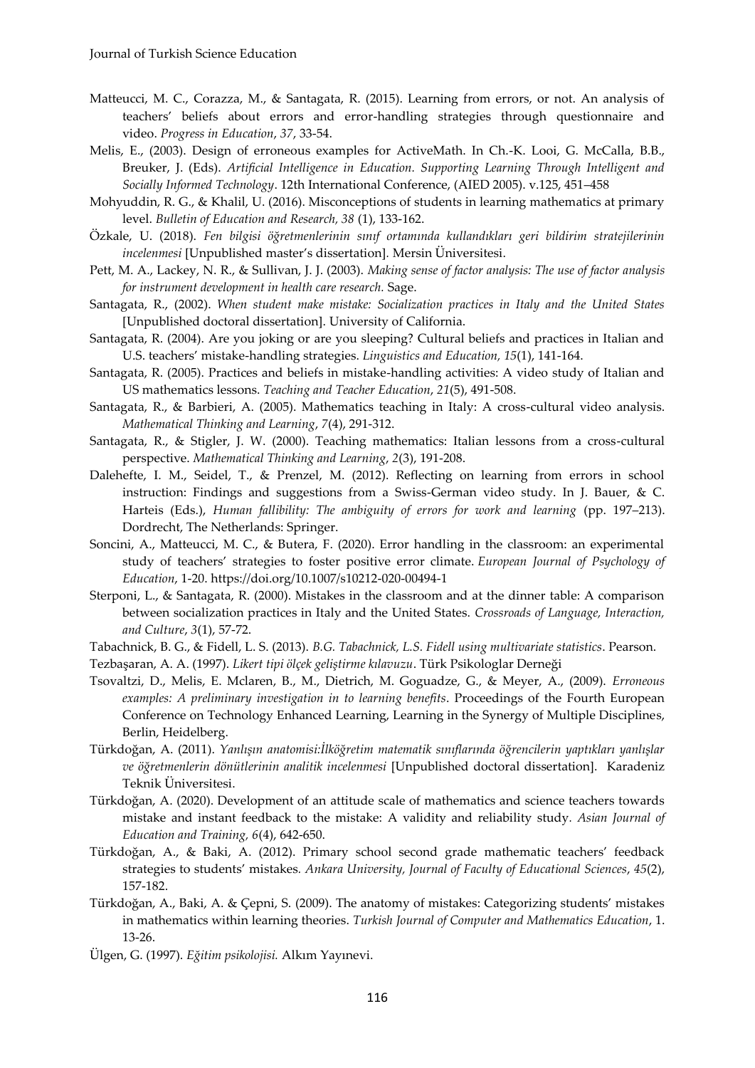Matteucci, M. C., Corazza, M., & Santagata, R. (2015). Learning from errors, or not. An analysis of teachers' beliefs about errors and error-handling strategies through questionnaire and video. *Progress in Education*, *37*, 33-54.

Melis, E., (2003). Design of erroneous examples for ActiveMath. In Ch.-K. Looi, G. McCalla, B.B., Breuker, J. (Eds). *Artificial Intelligence in Education. Supporting Learning Through Intelligent and Socially Informed Technology*. 12th International Conference, (AIED 2005). v.125, 451–458

Mohyuddin, R. G., & Khalil, U. (2016). Misconceptions of students in learning mathematics at primary level. *Bulletin of Education and Research, 38* (1), 133-162.

Özkale, U. (2018). *Fen bilgisi öğretmenlerinin sınıf ortamında kullandıkları geri bildirim stratejilerinin incelenmesi* [Unpublished master's dissertation]. Mersin Üniversitesi.

Pett, M. A., Lackey, N. R., & Sullivan, J. J. (2003). *Making sense of factor analysis: The use of factor analysis for instrument development in health care research.* Sage.

Santagata, R., (2002). *When student make mistake: Socialization practices in Italy and the United States* [Unpublished doctoral dissertation]. University of California.

Santagata, R. (2004). Are you joking or are you sleeping? Cultural beliefs and practices in Italian and U.S. teachers' mistake-handling strategies. *Linguistics and Education, 15*(1), 141-164.

Santagata, R. (2005). Practices and beliefs in mistake-handling activities: A video study of Italian and US mathematics lessons. *Teaching and Teacher Education*, *21*(5), 491-508.

Santagata, R., & Barbieri, A. (2005). Mathematics teaching in Italy: A cross-cultural video analysis. *Mathematical Thinking and Learning*, *7*(4), 291-312.

Santagata, R., & Stigler, J. W. (2000). Teaching mathematics: Italian lessons from a cross-cultural perspective. *Mathematical Thinking and Learning*, *2*(3), 191-208.

Dalehefte, I. M., Seidel, T., & Prenzel, M. (2012). Reflecting on learning from errors in school instruction: Findings and suggestions from a Swiss-German video study. In J. Bauer, & C. Harteis (Eds.), *Human fallibility: The ambiguity of errors for work and learning* (pp. 197–213). Dordrecht, The Netherlands: Springer.

Soncini, A., Matteucci, M. C., & Butera, F. (2020). Error handling in the classroom: an experimental study of teachers' strategies to foster positive error climate. *European Journal of Psychology of Education*, 1-20. https://doi.org/10.1007/s10212-020-00494-1

Sterponi, L., & Santagata, R. (2000). Mistakes in the classroom and at the dinner table: A comparison between socialization practices in Italy and the United States. *Crossroads of Language, Interaction, and Culture*, *3*(1), 57-72.

Tabachnick, B. G., & Fidell, L. S. (2013). *B.G. Tabachnick, L.S. Fidell using multivariate statistics*. Pearson.

Tezbaşaran, A. A. (1997). *Likert tipi ölçek geliştirme kılavuzu*. Türk Psikologlar Derneği

Tsovaltzi, D., Melis, E. Mclaren, B., M., Dietrich, M. Goguadze, G., & Meyer, A., (2009). *Erroneous examples: A preliminary investigation in to learning benefits*. Proceedings of the Fourth European Conference on Technology Enhanced Learning, Learning in the Synergy of Multiple Disciplines, Berlin, Heidelberg.

Türkdoğan, A. (2011). *Yanlışın anatomisi:İlköğretim matematik sınıflarında öğrencilerin yaptıkları yanlışlar ve öğretmenlerin dönütlerinin analitik incelenmesi* [Unpublished doctoral dissertation]. Karadeniz Teknik Üniversitesi.

Türkdoğan, A. (2020). Development of an attitude scale of mathematics and science teachers towards mistake and instant feedback to the mistake: A validity and reliability study. *Asian Journal of Education and Training, 6*(4), 642-650.

Türkdoğan, A., & Baki, A. (2012). Primary school second grade mathematic teachers' feedback strategies to students' mistakes. *Ankara University, Journal of Faculty of Educational Sciences*, *45*(2), 157-182.

Türkdoğan, A., Baki, A. & Çepni, S. (2009). The anatomy of mistakes: Categorizing students' mistakes in mathematics within learning theories. *Turkish Journal of Computer and Mathematics Education*, 1. 13-26.

Ülgen, G. (1997). *Eğitim psikolojisi.* Alkım Yayınevi.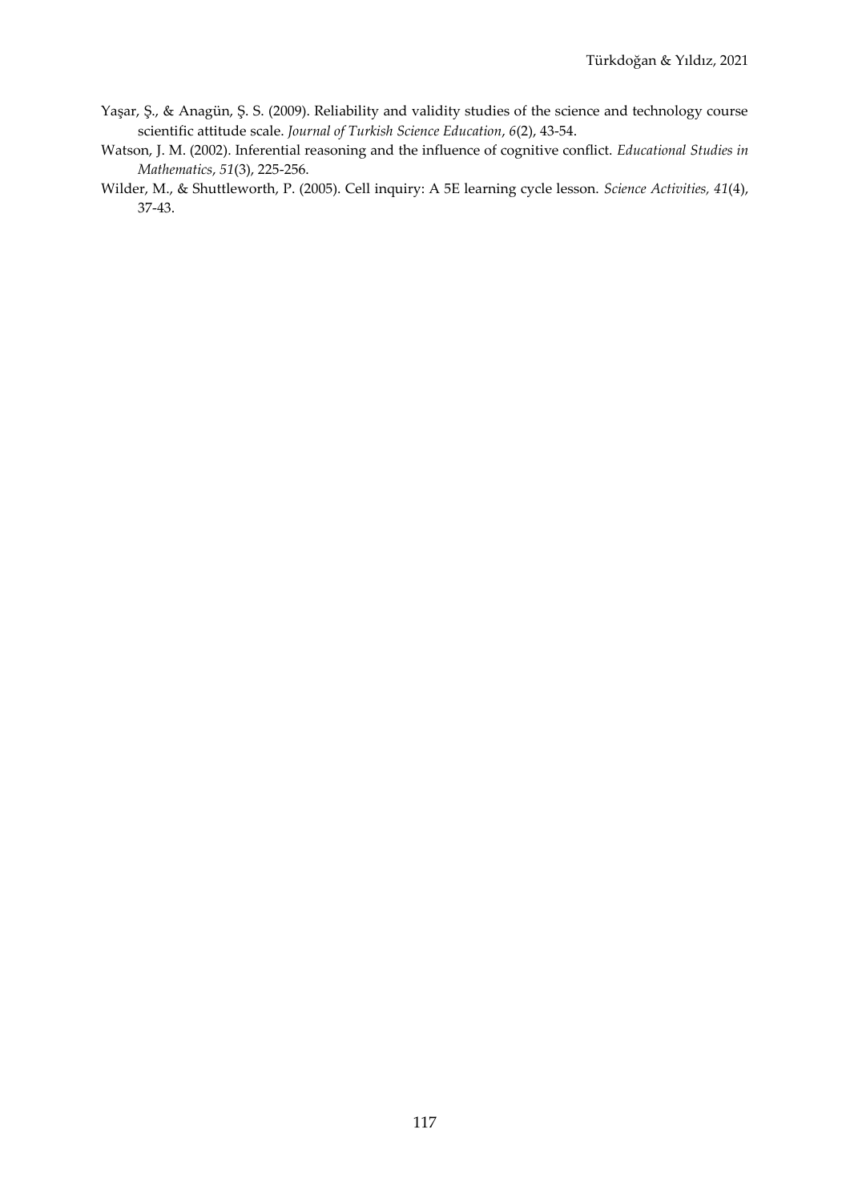Yaşar, Ş., & Anagün, Ş. S. (2009). Reliability and validity studies of the science and technology course scientific attitude scale. *Journal of Turkish Science Education*, *6*(2), 43-54.

Watson, J. M. (2002). Inferential reasoning and the influence of cognitive conflict. *Educational Studies in Mathematics*, *51*(3), 225-256.

Wilder, M., & Shuttleworth, P. (2005). Cell inquiry: A 5E learning cycle lesson. *Science Activities, 41*(4), 37-43.